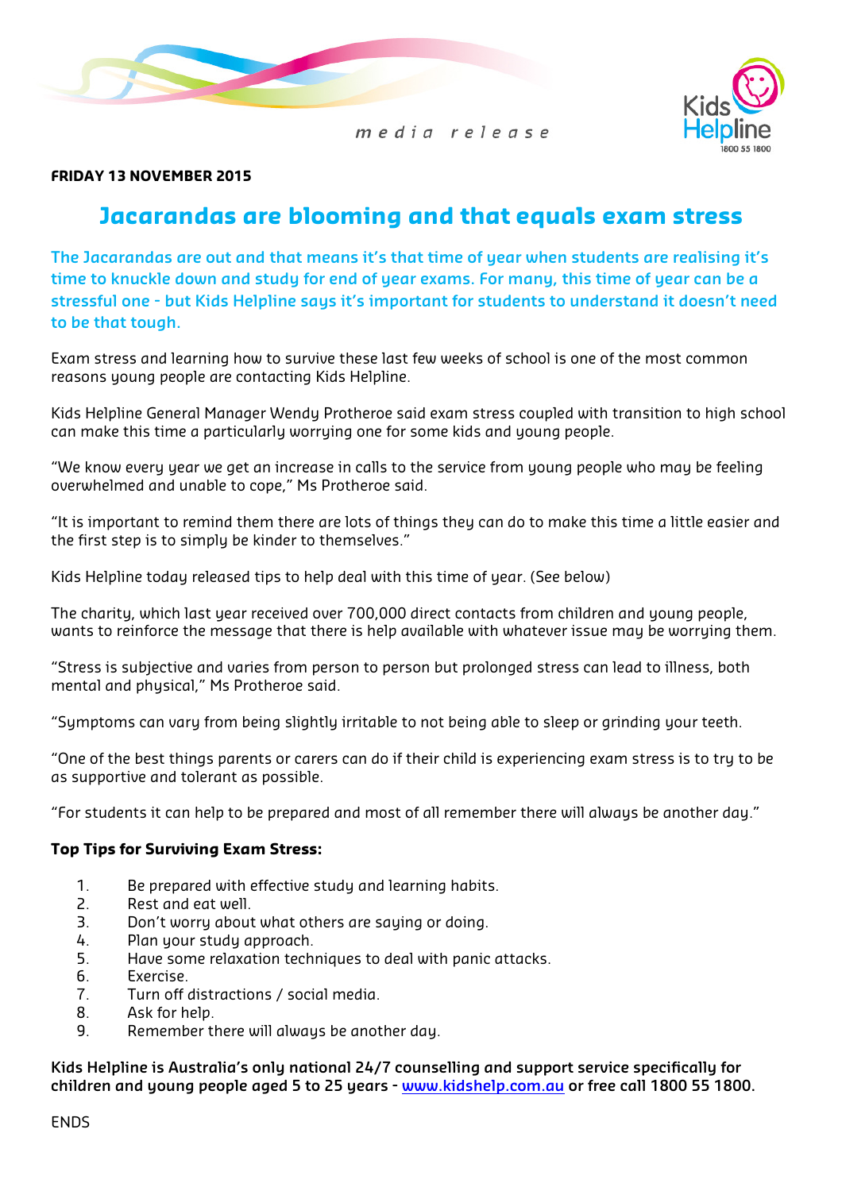*media release*

Kids Helpline 1800 55 1800

**FRIDAY 13 NOVEMBER 2015**

# Jacarandas are blooming and that equals exam stress

**The Jacarandas are out and that means it's that time of year when students are realising it's time to knuckle down and study for end of year exams. For many, this time of year can be a stressful one - but Kids Helpline says it's important for students to understand it doesn't need to be that tough.**

Exam stress and learning how to survive these last few weeks of school is one of the most common reasons young people are contacting Kids Helpline.

Kids Helpline General Manager Wendy Protheroe said exam stress coupled with transition to high school can make this time a particularly worrying one for some kids and young people.

"We know every year we get an increase in calls to the service from young people who may be feeling overwhelmed and unable to cope," Ms Protheroe said.

"It is important to remind them there are lots of things they can do to make this time a little easier and the first step is to simply be kinder to themselves."

Kids Helpline today released tips to help deal with this time of year. (See below)

The charity, which last year received over 700,000 direct contacts from children and young people, wants to reinforce the message that there is help available with whatever issue may be worrying them.

"Stress is subjective and varies from person to person but prolonged stress can lead to illness, both mental and physical," Ms Protheroe said.

"Symptoms can vary from being slightly irritable to not being able to sleep or grinding your teeth.

"One of the best things parents or carers can do if their child is experiencing exam stress is to try to be as supportive and tolerant as possible.

"For students it can help to be prepared and most of all remember there will always be another day."

**Top Tips for Surviving Exam Stress:**

1. Be prepared with effective study and learning habits.
2. Rest and eat well.
3. Don't worry about what others are saying or doing.
4. Plan your study approach.
5. Have some relaxation techniques to deal with panic attacks.
6. Exercise.
7. Turn off distractions / social media.
8. Ask for help.
9. Remember there will always be another day.

**Kids Helpline is Australia's only national 24/7 counselling and support service specifically for children and young people aged 5 to 25 years - [www.kidshelp.com.au](http://www.kidshelp.com.au) or free call 1800 55 1800.**

ENDS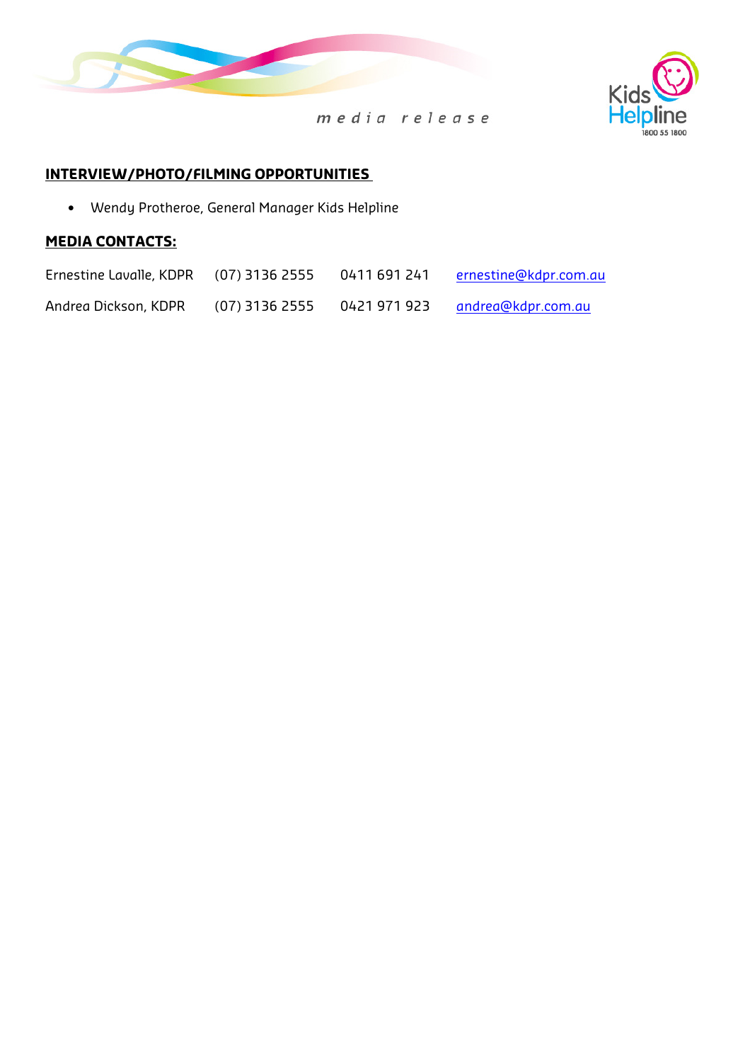**INTERVIEW/PHOTO/FILMING OPPORTUNITIES**

- Wendy Protheroe, General Manager Kids Helpline

**MEDIA CONTACTS:**

| | | | |
|---|---|---|---|
| Ernestine Lavalle, KDPR | (07) 3136 2555 | 0411 691 241 | ernestine@kdpr.com.au |
| Andrea Dickson, KDPR | (07) 3136 2555 | 0421 971 923 | andrea@kdpr.com.au |